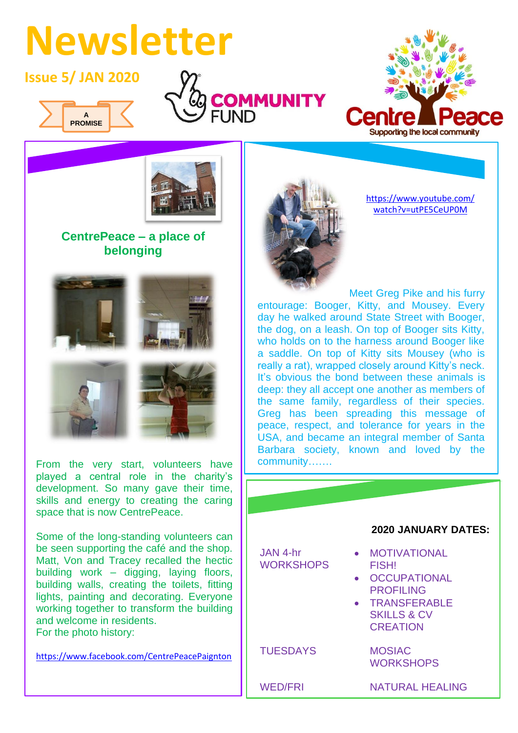# Newsletter

**Issue 5/ JAN 2020**

A PROMISE

COMMUNITY FUND

CentrePeace
Supporting the local community

## CentrePeace – a place of belonging

From the very start, volunteers have played a central role in the charity's development. So many gave their time, skills and energy to creating the caring space that is now CentrePeace.

Some of the long-standing volunteers can be seen supporting the café and the shop. Matt, Von and Tracey recalled the hectic building work – digging, laying floors, building walls, creating the toilets, fitting lights, painting and decorating. Everyone working together to transform the building and welcome in residents.
For the photo history:

https://www.facebook.com/CentrePeacePaignton

https://www.youtube.com/watch?v=utPE5CeUP0M

Meet Greg Pike and his furry entourage: Booger, Kitty, and Mousey. Every day he walked around State Street with Booger, the dog, on a leash. On top of Booger sits Kitty, who holds on to the harness around Booger like a saddle. On top of Kitty sits Mousey (who is really a rat), wrapped closely around Kitty's neck. It's obvious the bond between these animals is deep: they all accept one another as members of the same family, regardless of their species. Greg has been spreading this message of peace, respect, and tolerance for years in the USA, and became an integral member of Santa Barbara society, known and loved by the community…….

### 2020 JANUARY DATES:

| | |
|---|---|
| JAN 4-hr WORKSHOPS | • MOTIVATIONAL FISH!<br>• OCCUPATIONAL PROFILING<br>• TRANSFERABLE SKILLS & CV CREATION |
| TUESDAYS | MOSIAC WORKSHOPS |
| WED/FRI | NATURAL HEALING |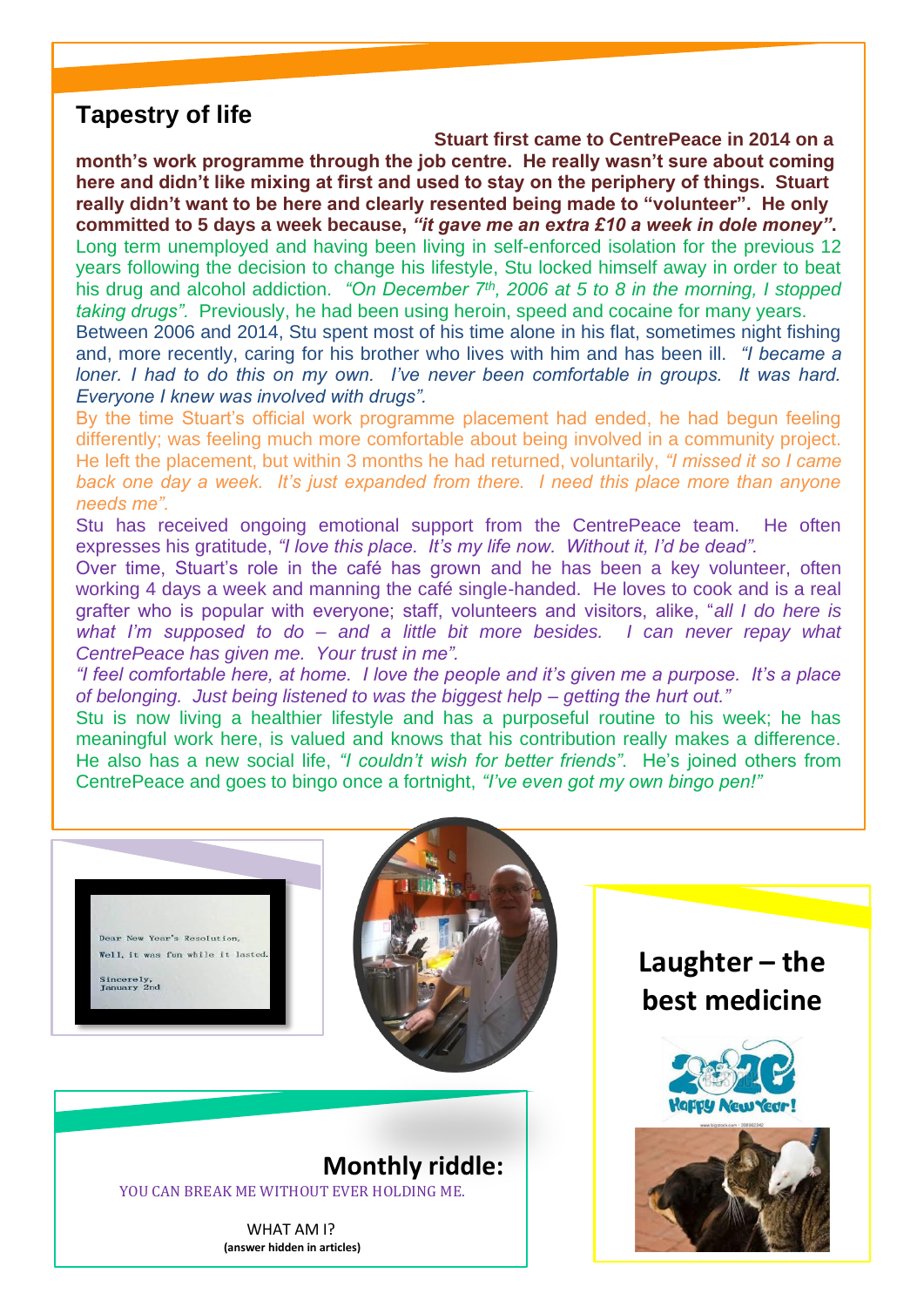## Tapestry of life

**Stuart first came to CentrePeace in 2014 on a month's work programme through the job centre. He really wasn't sure about coming here and didn't like mixing at first and used to stay on the periphery of things. Stuart really didn't want to be here and clearly resented being made to "volunteer". He only committed to 5 days a week because, *"it gave me an extra £10 a week in dole money"*.**

Long term unemployed and having been living in self-enforced isolation for the previous 12 years following the decision to change his lifestyle, Stu locked himself away in order to beat his drug and alcohol addiction. *"On December 7th, 2006 at 5 to 8 in the morning, I stopped taking drugs".* Previously, he had been using heroin, speed and cocaine for many years.

Between 2006 and 2014, Stu spent most of his time alone in his flat, sometimes night fishing and, more recently, caring for his brother who lives with him and has been ill. *"I became a loner. I had to do this on my own. I've never been comfortable in groups. It was hard. Everyone I knew was involved with drugs".*

By the time Stuart's official work programme placement had ended, he had begun feeling differently; was feeling much more comfortable about being involved in a community project. He left the placement, but within 3 months he had returned, voluntarily, *"I missed it so I came back one day a week. It's just expanded from there. I need this place more than anyone needs me".*

Stu has received ongoing emotional support from the CentrePeace team. He often expresses his gratitude, *"I love this place. It's my life now. Without it, I'd be dead".*

Over time, Stuart's role in the café has grown and he has been a key volunteer, often working 4 days a week and manning the café single-handed. He loves to cook and is a real grafter who is popular with everyone; staff, volunteers and visitors, alike, "*all I do here is what I'm supposed to do – and a little bit more besides. I can never repay what CentrePeace has given me. Your trust in me".*

*"I feel comfortable here, at home. I love the people and it's given me a purpose. It's a place of belonging. Just being listened to was the biggest help – getting the hurt out."*

Stu is now living a healthier lifestyle and has a purposeful routine to his week; he has meaningful work here, is valued and knows that his contribution really makes a difference. He also has a new social life, *"I couldn't wish for better friends".* He's joined others from CentrePeace and goes to bingo once a fortnight, *"I've even got my own bingo pen!"*

Dear New Year's Resolution,
Well, it was fun while it lasted.
Sincerely,
January 2nd

## Laughter – the best medicine

## Monthly riddle:

YOU CAN BREAK ME WITHOUT EVER HOLDING ME.

WHAT AM I?

**(answer hidden in articles)**